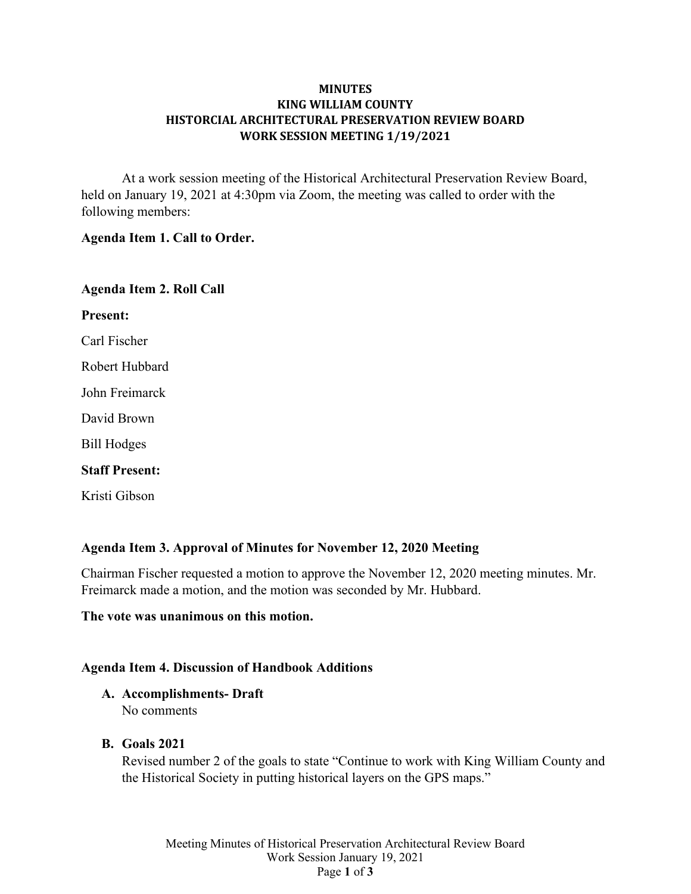**MINUTES**
**KING WILLIAM COUNTY**
**HISTORCIAL ARCHITECTURAL PRESERVATION REVIEW BOARD**
**WORK SESSION MEETING 1/19/2021**

At a work session meeting of the Historical Architectural Preservation Review Board, held on January 19, 2021 at 4:30pm via Zoom, the meeting was called to order with the following members:

**Agenda Item 1. Call to Order.**

**Agenda Item 2. Roll Call**

**Present:**

Carl Fischer

Robert Hubbard

John Freimarck

David Brown

Bill Hodges

**Staff Present:**

Kristi Gibson

**Agenda Item 3. Approval of Minutes for November 12, 2020 Meeting**

Chairman Fischer requested a motion to approve the November 12, 2020 meeting minutes. Mr. Freimarck made a motion, and the motion was seconded by Mr. Hubbard.

**The vote was unanimous on this motion.**

**Agenda Item 4. Discussion of Handbook Additions**

**A. Accomplishments- Draft**
No comments

**B. Goals 2021**
Revised number 2 of the goals to state "Continue to work with King William County and the Historical Society in putting historical layers on the GPS maps."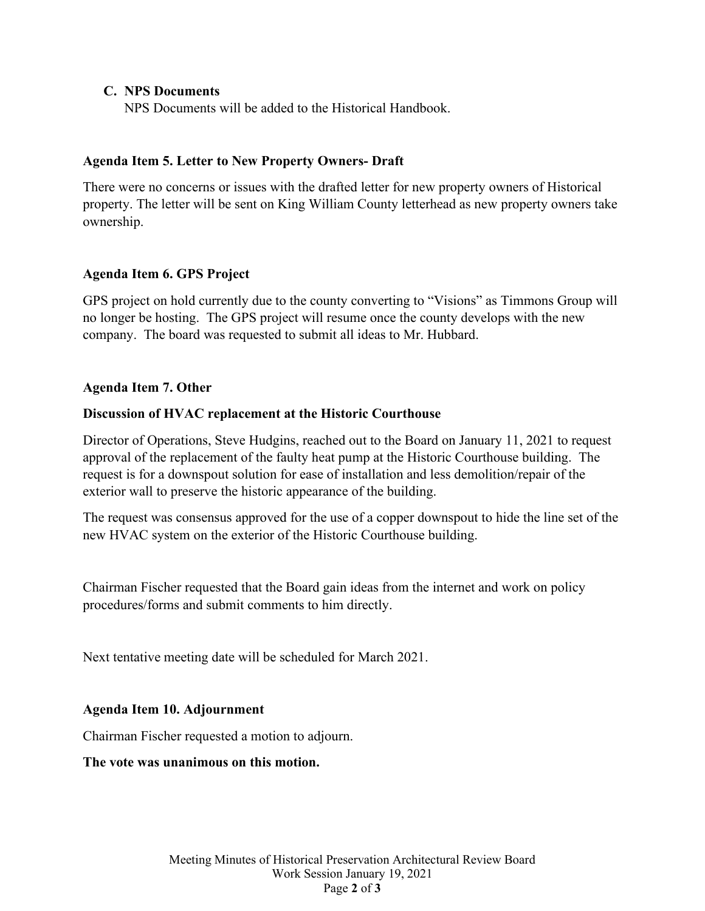**C. NPS Documents**

NPS Documents will be added to the Historical Handbook.

**Agenda Item 5. Letter to New Property Owners- Draft**

There were no concerns or issues with the drafted letter for new property owners of Historical property. The letter will be sent on King William County letterhead as new property owners take ownership.

**Agenda Item 6. GPS Project**

GPS project on hold currently due to the county converting to "Visions" as Timmons Group will no longer be hosting. The GPS project will resume once the county develops with the new company. The board was requested to submit all ideas to Mr. Hubbard.

**Agenda Item 7. Other**

**Discussion of HVAC replacement at the Historic Courthouse**

Director of Operations, Steve Hudgins, reached out to the Board on January 11, 2021 to request approval of the replacement of the faulty heat pump at the Historic Courthouse building. The request is for a downspout solution for ease of installation and less demolition/repair of the exterior wall to preserve the historic appearance of the building.

The request was consensus approved for the use of a copper downspout to hide the line set of the new HVAC system on the exterior of the Historic Courthouse building.

Chairman Fischer requested that the Board gain ideas from the internet and work on policy procedures/forms and submit comments to him directly.

Next tentative meeting date will be scheduled for March 2021.

**Agenda Item 10. Adjournment**

Chairman Fischer requested a motion to adjourn.

**The vote was unanimous on this motion.**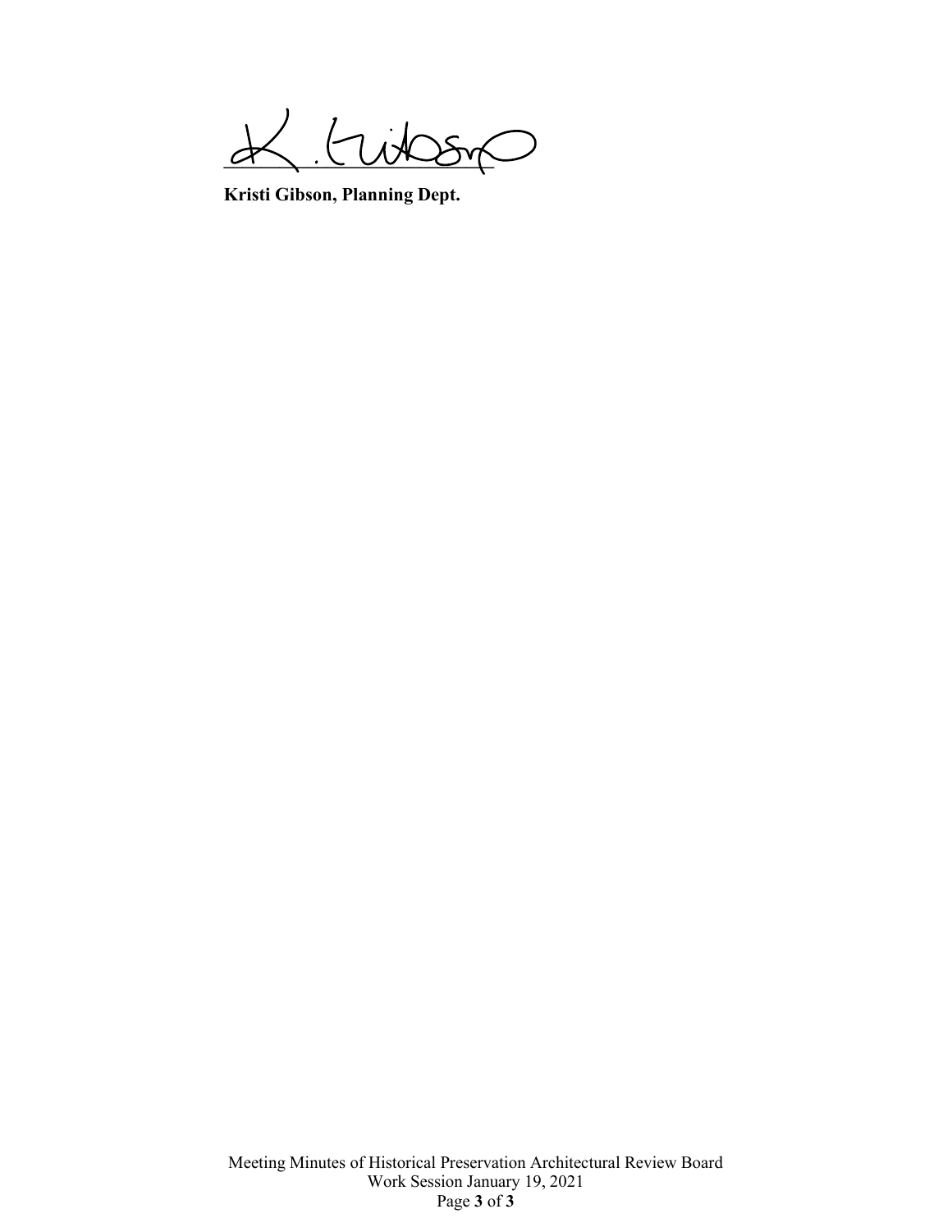**Kristi Gibson, Planning Dept.**